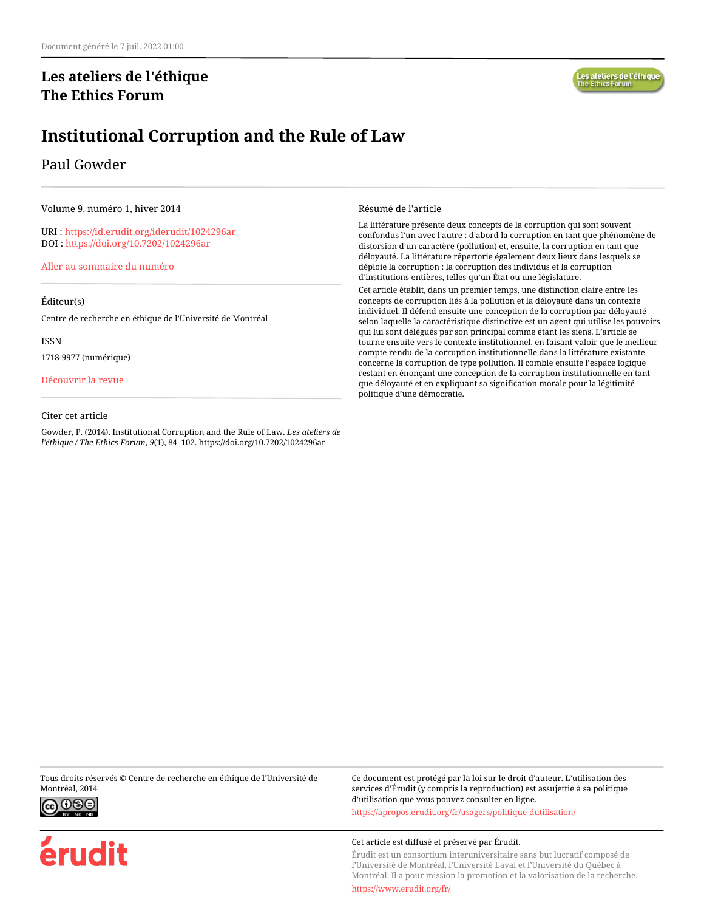Document généré le 7 juil. 2022 01:00

**Les ateliers de l'éthique**
**The Ethics Forum**

# Institutional Corruption and the Rule of Law

Paul Gowder

Volume 9, numéro 1, hiver 2014

URI : https://id.erudit.org/iderudit/1024296ar
DOI : https://doi.org/10.7202/1024296ar

Aller au sommaire du numéro

Éditeur(s)

Centre de recherche en éthique de l'Université de Montréal

ISSN

1718-9977 (numérique)

Découvrir la revue

Citer cet article

Gowder, P. (2014). Institutional Corruption and the Rule of Law. *Les ateliers de l'éthique / The Ethics Forum*, *9*(1), 84–102. https://doi.org/10.7202/1024296ar

Résumé de l'article

La littérature présente deux concepts de la corruption qui sont souvent confondus l'un avec l'autre : d'abord la corruption en tant que phénomène de distorsion d'un caractère (pollution) et, ensuite, la corruption en tant que déloyauté. La littérature répertorie également deux lieux dans lesquels se déploie la corruption : la corruption des individus et la corruption d'institutions entières, telles qu'un État ou une législature.

Cet article établit, dans un premier temps, une distinction claire entre les concepts de corruption liés à la pollution et la déloyauté dans un contexte individuel. Il défend ensuite une conception de la corruption par déloyauté selon laquelle la caractéristique distinctive est un agent qui utilise les pouvoirs qui lui sont délégués par son principal comme étant les siens. L'article se tourne ensuite vers le contexte institutionnel, en faisant valoir que le meilleur compte rendu de la corruption institutionnelle dans la littérature existante concerne la corruption de type pollution. Il comble ensuite l'espace logique restant en énonçant une conception de la corruption institutionnelle en tant que déloyauté et en expliquant sa signification morale pour la légitimité politique d'une démocratie.

Tous droits réservés © Centre de recherche en éthique de l'Université de Montréal, 2014

Ce document est protégé par la loi sur le droit d'auteur. L'utilisation des services d'Érudit (y compris la reproduction) est assujettie à sa politique d'utilisation que vous pouvez consulter en ligne.

https://apropos.erudit.org/fr/usagers/politique-dutilisation/

Cet article est diffusé et préservé par Érudit.

Érudit est un consortium interuniversitaire sans but lucratif composé de l'Université de Montréal, l'Université Laval et l'Université du Québec à Montréal. Il a pour mission la promotion et la valorisation de la recherche.

https://www.erudit.org/fr/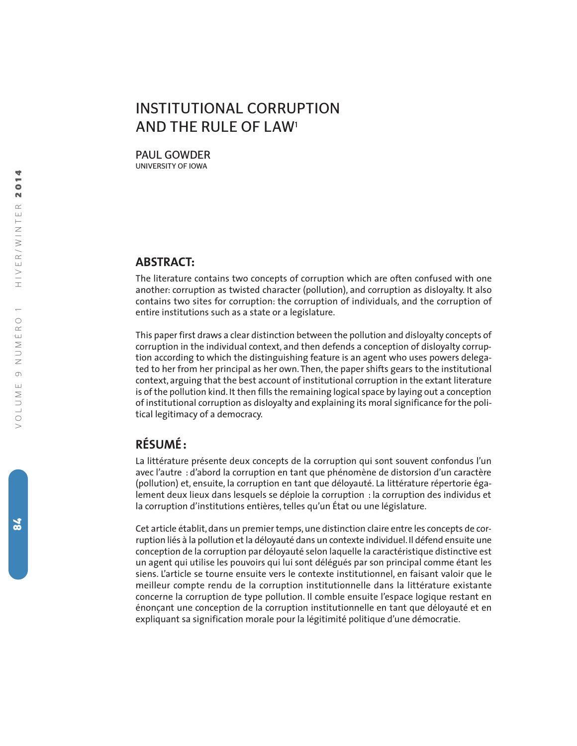# INSTITUTIONAL CORRUPTION AND THE RULE OF LAW[1]

PAUL GOWDER
UNIVERSITY OF IOWA

## ABSTRACT:

The literature contains two concepts of corruption which are often confused with one another: corruption as twisted character (pollution), and corruption as disloyalty. It also contains two sites for corruption: the corruption of individuals, and the corruption of entire institutions such as a state or a legislature.

This paper first draws a clear distinction between the pollution and disloyalty concepts of corruption in the individual context, and then defends a conception of disloyalty corruption according to which the distinguishing feature is an agent who uses powers delegated to her from her principal as her own. Then, the paper shifts gears to the institutional context, arguing that the best account of institutional corruption in the extant literature is of the pollution kind. It then fills the remaining logical space by laying out a conception of institutional corruption as disloyalty and explaining its moral significance for the political legitimacy of a democracy.

## RÉSUMÉ :

La littérature présente deux concepts de la corruption qui sont souvent confondus l'un avec l'autre : d'abord la corruption en tant que phénomène de distorsion d'un caractère (pollution) et, ensuite, la corruption en tant que déloyauté. La littérature répertorie également deux lieux dans lesquels se déploie la corruption : la corruption des individus et la corruption d'institutions entières, telles qu'un État ou une législature.

Cet article établit, dans un premier temps, une distinction claire entre les concepts de corruption liés à la pollution et la déloyauté dans un contexte individuel. Il défend ensuite une conception de la corruption par déloyauté selon laquelle la caractéristique distinctive est un agent qui utilise les pouvoirs qui lui sont délégués par son principal comme étant les siens. L'article se tourne ensuite vers le contexte institutionnel, en faisant valoir que le meilleur compte rendu de la corruption institutionnelle dans la littérature existante concerne la corruption de type pollution. Il comble ensuite l'espace logique restant en énonçant une conception de la corruption institutionnelle en tant que déloyauté et en expliquant sa signification morale pour la légitimité politique d'une démocratie.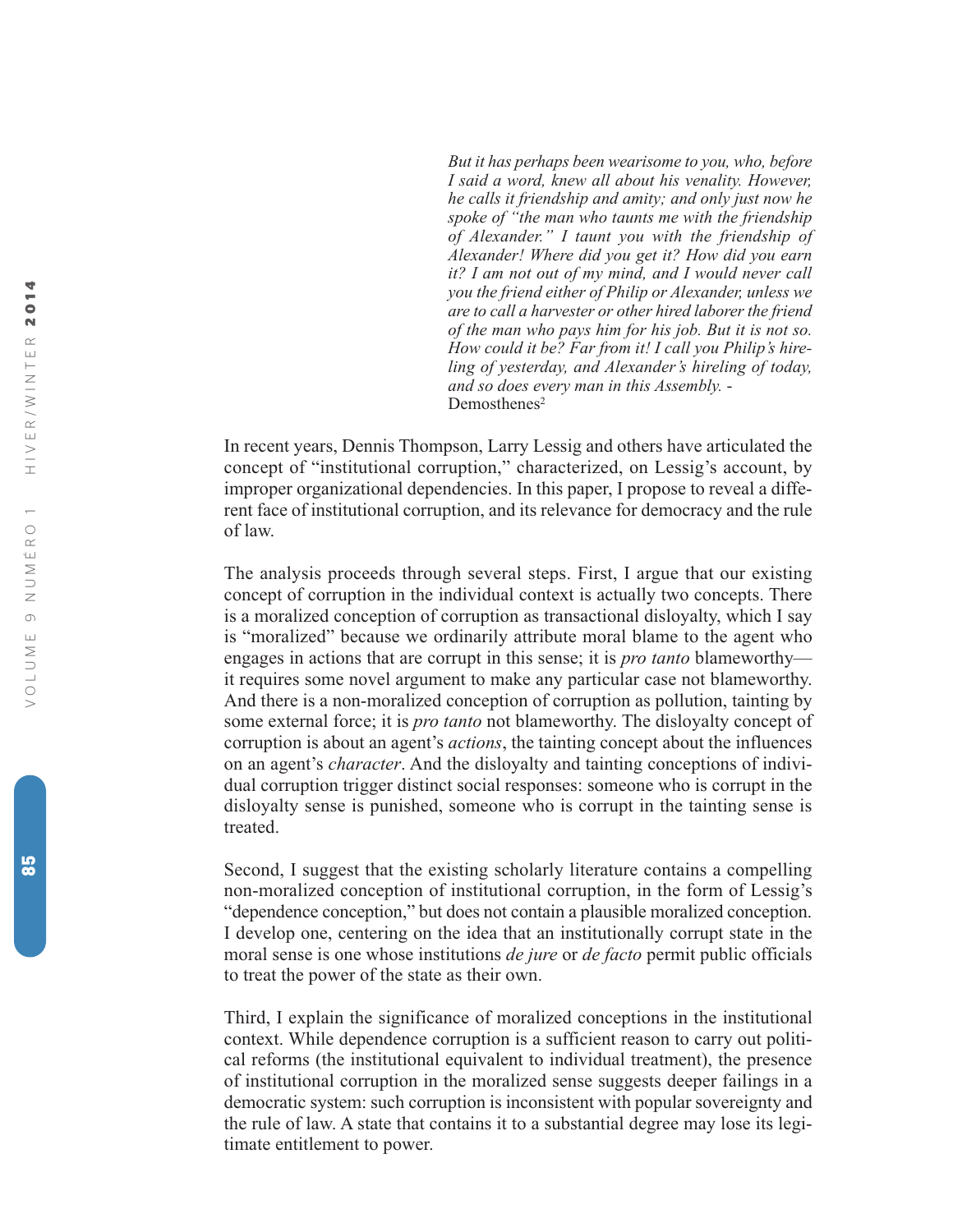> *But it has perhaps been wearisome to you, who, before I said a word, knew all about his venality. However, he calls it friendship and amity; and only just now he spoke of "the man who taunts me with the friendship of Alexander." I taunt you with the friendship of Alexander! Where did you get it? How did you earn it? I am not out of my mind, and I would never call you the friend either of Philip or Alexander, unless we are to call a harvester or other hired laborer the friend of the man who pays him for his job. But it is not so. How could it be? Far from it! I call you Philip's hireling of yesterday, and Alexander's hireling of today, and so does every man in this Assembly.* - Demosthenes[2]

In recent years, Dennis Thompson, Larry Lessig and others have articulated the concept of "institutional corruption," characterized, on Lessig's account, by improper organizational dependencies. In this paper, I propose to reveal a different face of institutional corruption, and its relevance for democracy and the rule of law.

The analysis proceeds through several steps. First, I argue that our existing concept of corruption in the individual context is actually two concepts. There is a moralized conception of corruption as transactional disloyalty, which I say is "moralized" because we ordinarily attribute moral blame to the agent who engages in actions that are corrupt in this sense; it is *pro tanto* blameworthy—it requires some novel argument to make any particular case not blameworthy. And there is a non-moralized conception of corruption as pollution, tainting by some external force; it is *pro tanto* not blameworthy. The disloyalty concept of corruption is about an agent's *actions*, the tainting concept about the influences on an agent's *character*. And the disloyalty and tainting conceptions of individual corruption trigger distinct social responses: someone who is corrupt in the disloyalty sense is punished, someone who is corrupt in the tainting sense is treated.

Second, I suggest that the existing scholarly literature contains a compelling non-moralized conception of institutional corruption, in the form of Lessig's "dependence conception," but does not contain a plausible moralized conception. I develop one, centering on the idea that an institutionally corrupt state in the moral sense is one whose institutions *de jure* or *de facto* permit public officials to treat the power of the state as their own.

Third, I explain the significance of moralized conceptions in the institutional context. While dependence corruption is a sufficient reason to carry out political reforms (the institutional equivalent to individual treatment), the presence of institutional corruption in the moralized sense suggests deeper failings in a democratic system: such corruption is inconsistent with popular sovereignty and the rule of law. A state that contains it to a substantial degree may lose its legitimate entitlement to power.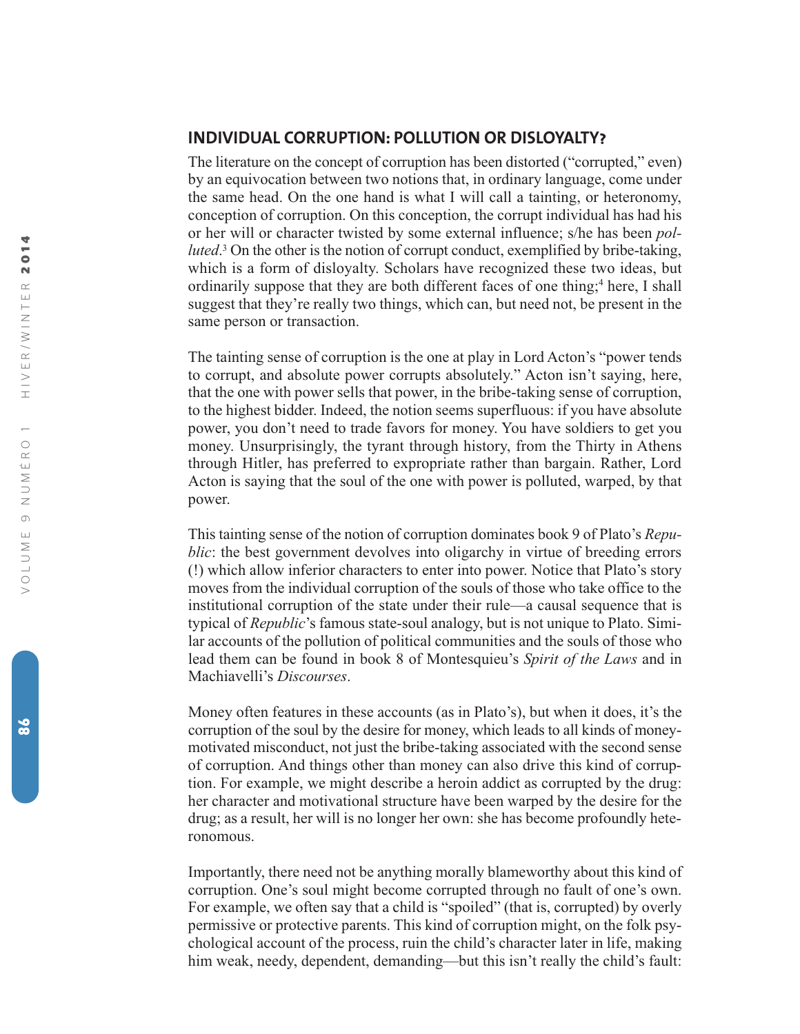## INDIVIDUAL CORRUPTION: POLLUTION OR DISLOYALTY?

The literature on the concept of corruption has been distorted ("corrupted," even) by an equivocation between two notions that, in ordinary language, come under the same head. On the one hand is what I will call a tainting, or heteronomy, conception of corruption. On this conception, the corrupt individual has had his or her will or character twisted by some external influence; s/he has been *polluted*.[3] On the other is the notion of corrupt conduct, exemplified by bribe-taking, which is a form of disloyalty. Scholars have recognized these two ideas, but ordinarily suppose that they are both different faces of one thing;[4] here, I shall suggest that they're really two things, which can, but need not, be present in the same person or transaction.

The tainting sense of corruption is the one at play in Lord Acton's "power tends to corrupt, and absolute power corrupts absolutely." Acton isn't saying, here, that the one with power sells that power, in the bribe-taking sense of corruption, to the highest bidder. Indeed, the notion seems superfluous: if you have absolute power, you don't need to trade favors for money. You have soldiers to get you money. Unsurprisingly, the tyrant through history, from the Thirty in Athens through Hitler, has preferred to expropriate rather than bargain. Rather, Lord Acton is saying that the soul of the one with power is polluted, warped, by that power.

This tainting sense of the notion of corruption dominates book 9 of Plato's *Republic*: the best government devolves into oligarchy in virtue of breeding errors (!) which allow inferior characters to enter into power. Notice that Plato's story moves from the individual corruption of the souls of those who take office to the institutional corruption of the state under their rule—a causal sequence that is typical of *Republic*'s famous state-soul analogy, but is not unique to Plato. Similar accounts of the pollution of political communities and the souls of those who lead them can be found in book 8 of Montesquieu's *Spirit of the Laws* and in Machiavelli's *Discourses*.

Money often features in these accounts (as in Plato's), but when it does, it's the corruption of the soul by the desire for money, which leads to all kinds of money-motivated misconduct, not just the bribe-taking associated with the second sense of corruption. And things other than money can also drive this kind of corruption. For example, we might describe a heroin addict as corrupted by the drug: her character and motivational structure have been warped by the desire for the drug; as a result, her will is no longer her own: she has become profoundly heteronomous.

Importantly, there need not be anything morally blameworthy about this kind of corruption. One's soul might become corrupted through no fault of one's own. For example, we often say that a child is "spoiled" (that is, corrupted) by overly permissive or protective parents. This kind of corruption might, on the folk psychological account of the process, ruin the child's character later in life, making him weak, needy, dependent, demanding—but this isn't really the child's fault: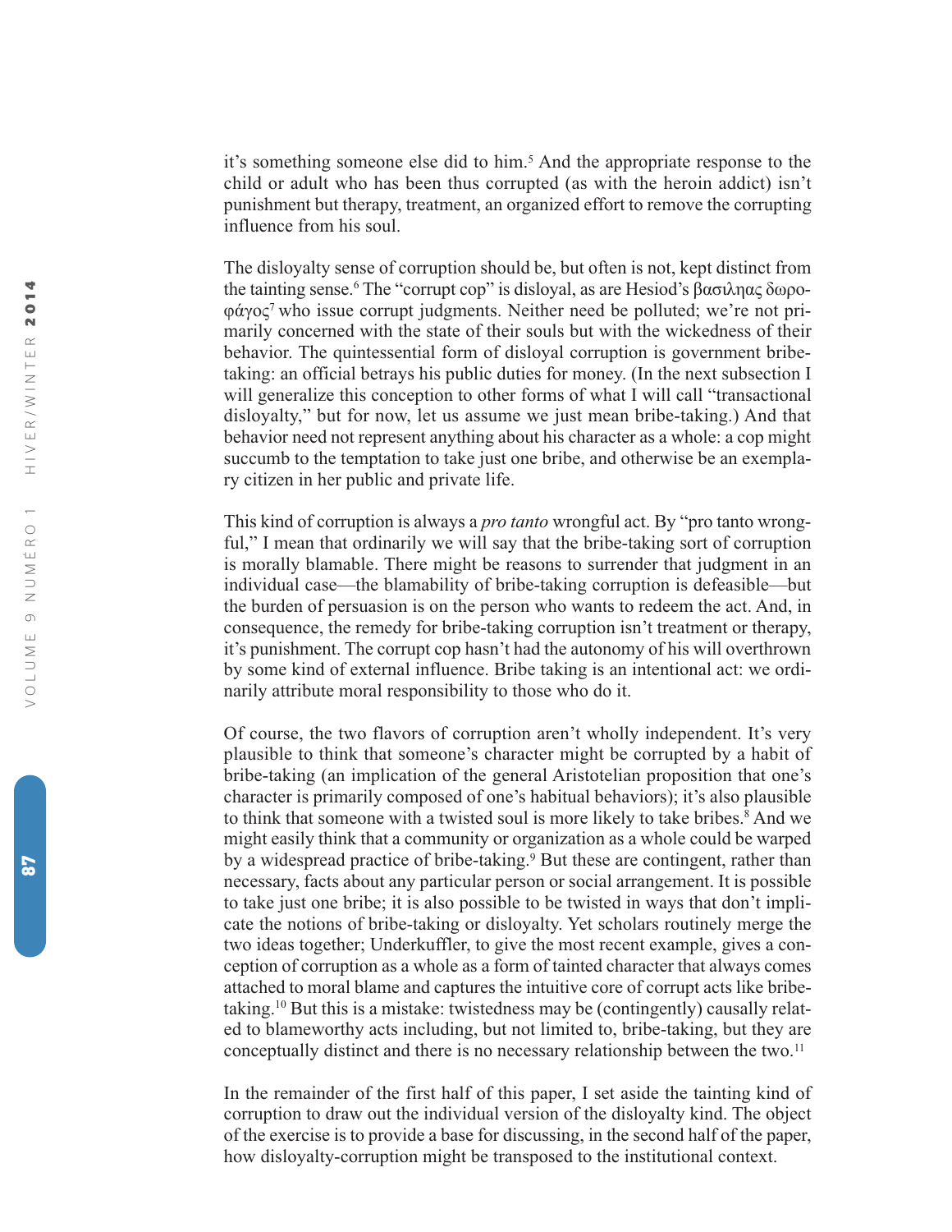it's something someone else did to him.[5] And the appropriate response to the child or adult who has been thus corrupted (as with the heroin addict) isn't punishment but therapy, treatment, an organized effort to remove the corrupting influence from his soul.

The disloyalty sense of corruption should be, but often is not, kept distinct from the tainting sense.[6] The "corrupt cop" is disloyal, as are Hesiod's βασιλῆας δωροφάγος[7] who issue corrupt judgments. Neither need be polluted; we're not primarily concerned with the state of their souls but with the wickedness of their behavior. The quintessential form of disloyal corruption is government bribe-taking: an official betrays his public duties for money. (In the next subsection I will generalize this conception to other forms of what I will call "transactional disloyalty," but for now, let us assume we just mean bribe-taking.) And that behavior need not represent anything about his character as a whole: a cop might succumb to the temptation to take just one bribe, and otherwise be an exemplary citizen in her public and private life.

This kind of corruption is always a *pro tanto* wrongful act. By "pro tanto wrongful," I mean that ordinarily we will say that the bribe-taking sort of corruption is morally blamable. There might be reasons to surrender that judgment in an individual case—the blamability of bribe-taking corruption is defeasible—but the burden of persuasion is on the person who wants to redeem the act. And, in consequence, the remedy for bribe-taking corruption isn't treatment or therapy, it's punishment. The corrupt cop hasn't had the autonomy of his will overthrown by some kind of external influence. Bribe taking is an intentional act: we ordinarily attribute moral responsibility to those who do it.

Of course, the two flavors of corruption aren't wholly independent. It's very plausible to think that someone's character might be corrupted by a habit of bribe-taking (an implication of the general Aristotelian proposition that one's character is primarily composed of one's habitual behaviors); it's also plausible to think that someone with a twisted soul is more likely to take bribes.[8] And we might easily think that a community or organization as a whole could be warped by a widespread practice of bribe-taking.[9] But these are contingent, rather than necessary, facts about any particular person or social arrangement. It is possible to take just one bribe; it is also possible to be twisted in ways that don't implicate the notions of bribe-taking or disloyalty. Yet scholars routinely merge the two ideas together; Underkuffler, to give the most recent example, gives a conception of corruption as a whole as a form of tainted character that always comes attached to moral blame and captures the intuitive core of corrupt acts like bribe-taking.[10] But this is a mistake: twistedness may be (contingently) causally related to blameworthy acts including, but not limited to, bribe-taking, but they are conceptually distinct and there is no necessary relationship between the two.[11]

In the remainder of the first half of this paper, I set aside the tainting kind of corruption to draw out the individual version of the disloyalty kind. The object of the exercise is to provide a base for discussing, in the second half of the paper, how disloyalty-corruption might be transposed to the institutional context.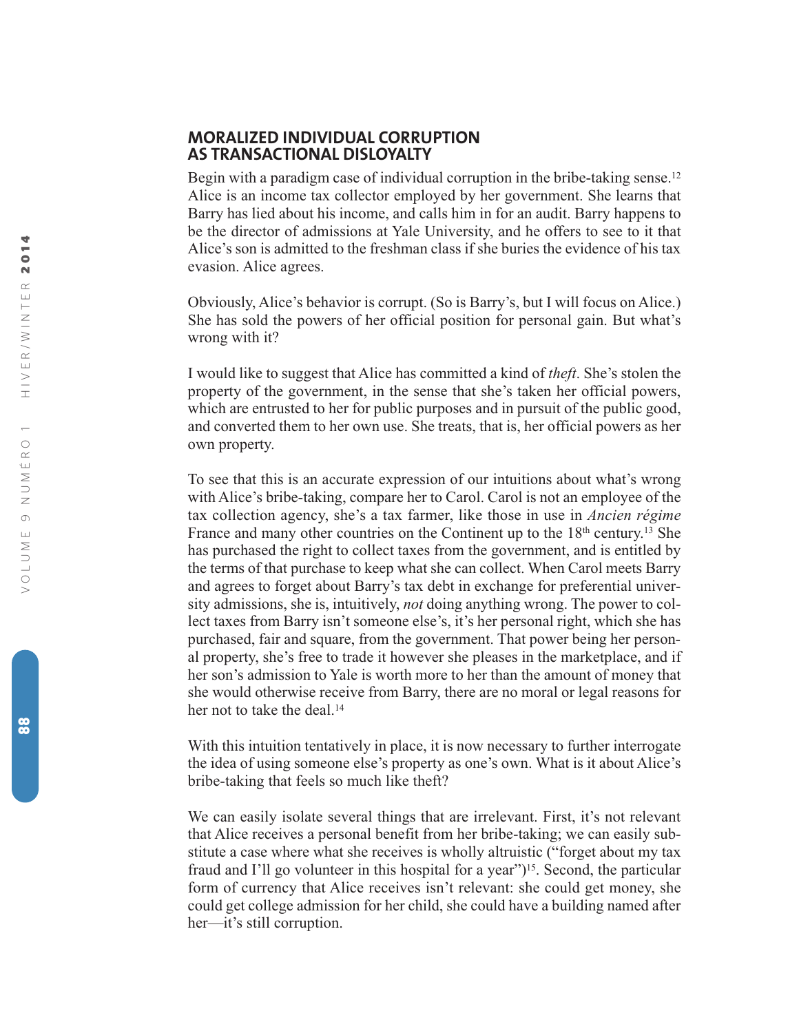## MORALIZED INDIVIDUAL CORRUPTION AS TRANSACTIONAL DISLOYALTY

Begin with a paradigm case of individual corruption in the bribe-taking sense.[12] Alice is an income tax collector employed by her government. She learns that Barry has lied about his income, and calls him in for an audit. Barry happens to be the director of admissions at Yale University, and he offers to see to it that Alice's son is admitted to the freshman class if she buries the evidence of his tax evasion. Alice agrees.

Obviously, Alice's behavior is corrupt. (So is Barry's, but I will focus on Alice.) She has sold the powers of her official position for personal gain. But what's wrong with it?

I would like to suggest that Alice has committed a kind of *theft*. She's stolen the property of the government, in the sense that she's taken her official powers, which are entrusted to her for public purposes and in pursuit of the public good, and converted them to her own use. She treats, that is, her official powers as her own property.

To see that this is an accurate expression of our intuitions about what's wrong with Alice's bribe-taking, compare her to Carol. Carol is not an employee of the tax collection agency, she's a tax farmer, like those in use in *Ancien régime* France and many other countries on the Continent up to the 18th century.[13] She has purchased the right to collect taxes from the government, and is entitled by the terms of that purchase to keep what she can collect. When Carol meets Barry and agrees to forget about Barry's tax debt in exchange for preferential university admissions, she is, intuitively, *not* doing anything wrong. The power to collect taxes from Barry isn't someone else's, it's her personal right, which she has purchased, fair and square, from the government. That power being her personal property, she's free to trade it however she pleases in the marketplace, and if her son's admission to Yale is worth more to her than the amount of money that she would otherwise receive from Barry, there are no moral or legal reasons for her not to take the deal.[14]

With this intuition tentatively in place, it is now necessary to further interrogate the idea of using someone else's property as one's own. What is it about Alice's bribe-taking that feels so much like theft?

We can easily isolate several things that are irrelevant. First, it's not relevant that Alice receives a personal benefit from her bribe-taking; we can easily substitute a case where what she receives is wholly altruistic ("forget about my tax fraud and I'll go volunteer in this hospital for a year")[15]. Second, the particular form of currency that Alice receives isn't relevant: she could get money, she could get college admission for her child, she could have a building named after her—it's still corruption.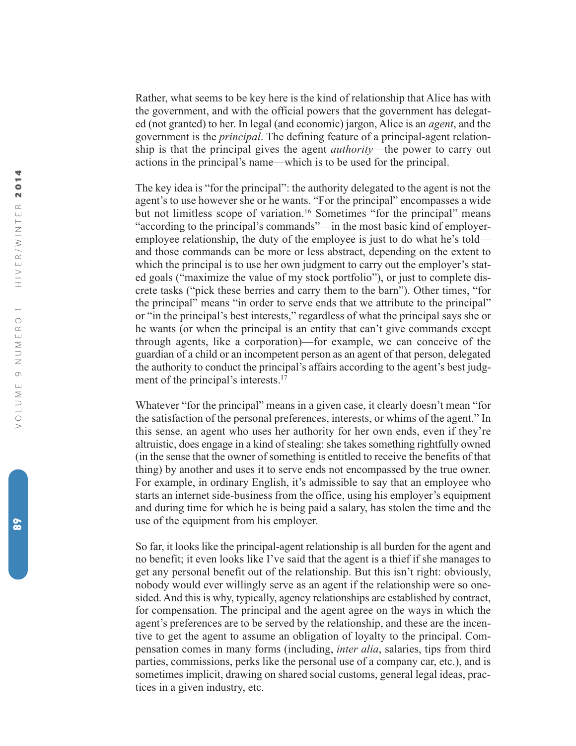Rather, what seems to be key here is the kind of relationship that Alice has with the government, and with the official powers that the government has delegated (not granted) to her. In legal (and economic) jargon, Alice is an *agent*, and the government is the *principal*. The defining feature of a principal-agent relationship is that the principal gives the agent *authority*—the power to carry out actions in the principal's name—which is to be used for the principal.

The key idea is "for the principal": the authority delegated to the agent is not the agent's to use however she or he wants. "For the principal" encompasses a wide but not limitless scope of variation.[16] Sometimes "for the principal" means "according to the principal's commands"—in the most basic kind of employer-employee relationship, the duty of the employee is just to do what he's told—and those commands can be more or less abstract, depending on the extent to which the principal is to use her own judgment to carry out the employer's stated goals ("maximize the value of my stock portfolio"), or just to complete discrete tasks ("pick these berries and carry them to the barn"). Other times, "for the principal" means "in order to serve ends that we attribute to the principal" or "in the principal's best interests," regardless of what the principal says she or he wants (or when the principal is an entity that can't give commands except through agents, like a corporation)—for example, we can conceive of the guardian of a child or an incompetent person as an agent of that person, delegated the authority to conduct the principal's affairs according to the agent's best judgment of the principal's interests.[17]

Whatever "for the principal" means in a given case, it clearly doesn't mean "for the satisfaction of the personal preferences, interests, or whims of the agent." In this sense, an agent who uses her authority for her own ends, even if they're altruistic, does engage in a kind of stealing: she takes something rightfully owned (in the sense that the owner of something is entitled to receive the benefits of that thing) by another and uses it to serve ends not encompassed by the true owner. For example, in ordinary English, it's admissible to say that an employee who starts an internet side-business from the office, using his employer's equipment and during time for which he is being paid a salary, has stolen the time and the use of the equipment from his employer.

So far, it looks like the principal-agent relationship is all burden for the agent and no benefit; it even looks like I've said that the agent is a thief if she manages to get any personal benefit out of the relationship. But this isn't right: obviously, nobody would ever willingly serve as an agent if the relationship were so one-sided. And this is why, typically, agency relationships are established by contract, for compensation. The principal and the agent agree on the ways in which the agent's preferences are to be served by the relationship, and these are the incentive to get the agent to assume an obligation of loyalty to the principal. Compensation comes in many forms (including, *inter alia*, salaries, tips from third parties, commissions, perks like the personal use of a company car, etc.), and is sometimes implicit, drawing on shared social customs, general legal ideas, practices in a given industry, etc.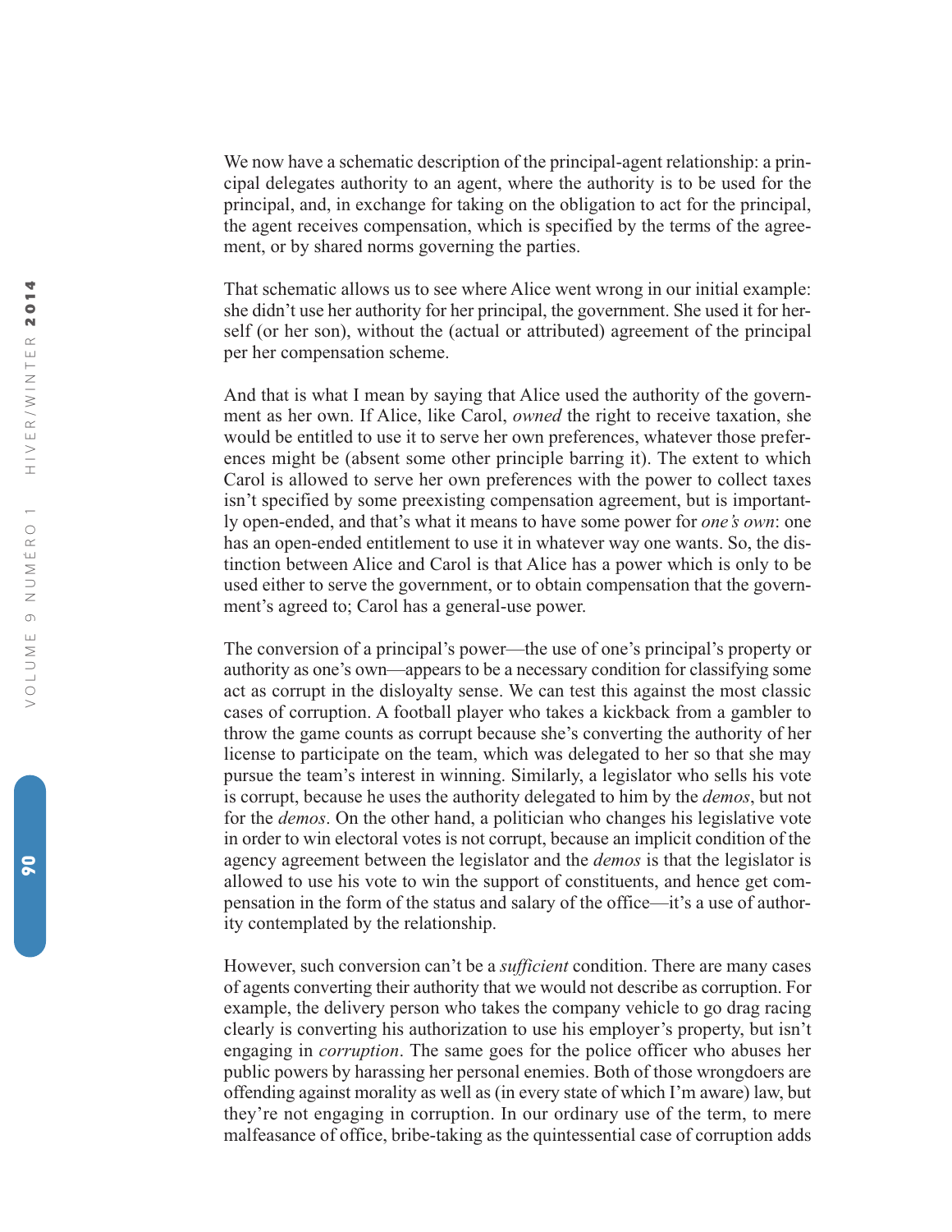We now have a schematic description of the principal-agent relationship: a principal delegates authority to an agent, where the authority is to be used for the principal, and, in exchange for taking on the obligation to act for the principal, the agent receives compensation, which is specified by the terms of the agreement, or by shared norms governing the parties.

That schematic allows us to see where Alice went wrong in our initial example: she didn't use her authority for her principal, the government. She used it for herself (or her son), without the (actual or attributed) agreement of the principal per her compensation scheme.

And that is what I mean by saying that Alice used the authority of the government as her own. If Alice, like Carol, *owned* the right to receive taxation, she would be entitled to use it to serve her own preferences, whatever those preferences might be (absent some other principle barring it). The extent to which Carol is allowed to serve her own preferences with the power to collect taxes isn't specified by some preexisting compensation agreement, but is importantly open-ended, and that's what it means to have some power for *one's own*: one has an open-ended entitlement to use it in whatever way one wants. So, the distinction between Alice and Carol is that Alice has a power which is only to be used either to serve the government, or to obtain compensation that the government's agreed to; Carol has a general-use power.

The conversion of a principal's power—the use of one's principal's property or authority as one's own—appears to be a necessary condition for classifying some act as corrupt in the disloyalty sense. We can test this against the most classic cases of corruption. A football player who takes a kickback from a gambler to throw the game counts as corrupt because she's converting the authority of her license to participate on the team, which was delegated to her so that she may pursue the team's interest in winning. Similarly, a legislator who sells his vote is corrupt, because he uses the authority delegated to him by the *demos*, but not for the *demos*. On the other hand, a politician who changes his legislative vote in order to win electoral votes is not corrupt, because an implicit condition of the agency agreement between the legislator and the *demos* is that the legislator is allowed to use his vote to win the support of constituents, and hence get compensation in the form of the status and salary of the office—it's a use of authority contemplated by the relationship.

However, such conversion can't be a *sufficient* condition. There are many cases of agents converting their authority that we would not describe as corruption. For example, the delivery person who takes the company vehicle to go drag racing clearly is converting his authorization to use his employer's property, but isn't engaging in *corruption*. The same goes for the police officer who abuses her public powers by harassing her personal enemies. Both of those wrongdoers are offending against morality as well as (in every state of which I'm aware) law, but they're not engaging in corruption. In our ordinary use of the term, to mere malfeasance of office, bribe-taking as the quintessential case of corruption adds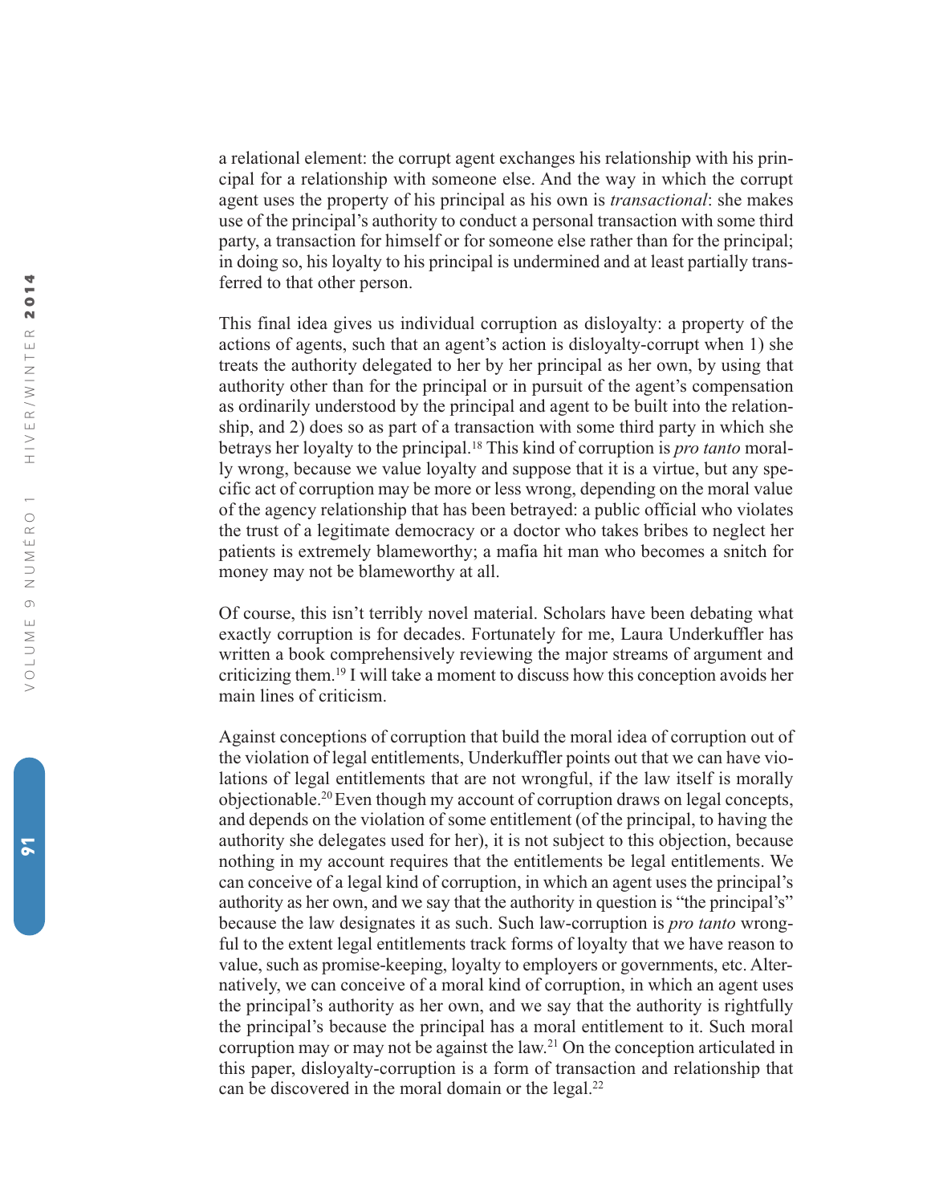a relational element: the corrupt agent exchanges his relationship with his principal for a relationship with someone else. And the way in which the corrupt agent uses the property of his principal as his own is *transactional*: she makes use of the principal's authority to conduct a personal transaction with some third party, a transaction for himself or for someone else rather than for the principal; in doing so, his loyalty to his principal is undermined and at least partially transferred to that other person.

This final idea gives us individual corruption as disloyalty: a property of the actions of agents, such that an agent's action is disloyalty-corrupt when 1) she treats the authority delegated to her by her principal as her own, by using that authority other than for the principal or in pursuit of the agent's compensation as ordinarily understood by the principal and agent to be built into the relationship, and 2) does so as part of a transaction with some third party in which she betrays her loyalty to the principal.[18] This kind of corruption is *pro tanto* morally wrong, because we value loyalty and suppose that it is a virtue, but any specific act of corruption may be more or less wrong, depending on the moral value of the agency relationship that has been betrayed: a public official who violates the trust of a legitimate democracy or a doctor who takes bribes to neglect her patients is extremely blameworthy; a mafia hit man who becomes a snitch for money may not be blameworthy at all.

Of course, this isn't terribly novel material. Scholars have been debating what exactly corruption is for decades. Fortunately for me, Laura Underkuffler has written a book comprehensively reviewing the major streams of argument and criticizing them.[19] I will take a moment to discuss how this conception avoids her main lines of criticism.

Against conceptions of corruption that build the moral idea of corruption out of the violation of legal entitlements, Underkuffler points out that we can have violations of legal entitlements that are not wrongful, if the law itself is morally objectionable.[20] Even though my account of corruption draws on legal concepts, and depends on the violation of some entitlement (of the principal, to having the authority she delegates used for her), it is not subject to this objection, because nothing in my account requires that the entitlements be legal entitlements. We can conceive of a legal kind of corruption, in which an agent uses the principal's authority as her own, and we say that the authority in question is "the principal's" because the law designates it as such. Such law-corruption is *pro tanto* wrongful to the extent legal entitlements track forms of loyalty that we have reason to value, such as promise-keeping, loyalty to employers or governments, etc. Alternatively, we can conceive of a moral kind of corruption, in which an agent uses the principal's authority as her own, and we say that the authority is rightfully the principal's because the principal has a moral entitlement to it. Such moral corruption may or may not be against the law.[21] On the conception articulated in this paper, disloyalty-corruption is a form of transaction and relationship that can be discovered in the moral domain or the legal.[22]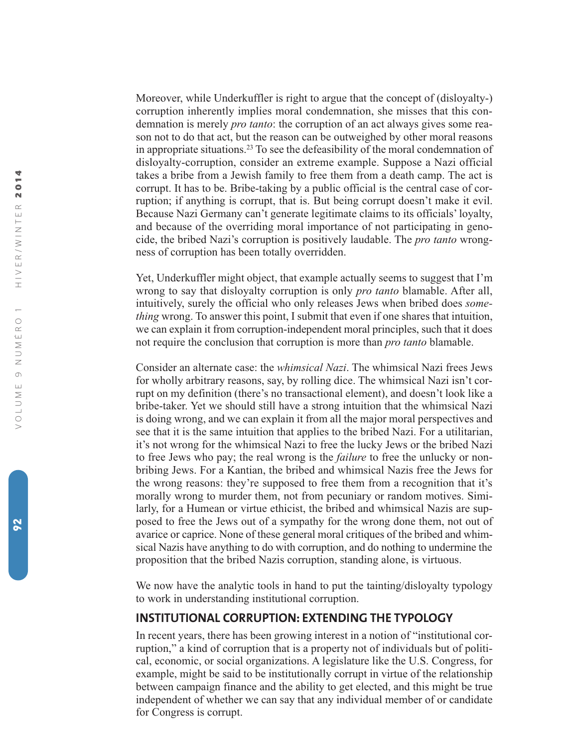Moreover, while Underkuffler is right to argue that the concept of (disloyalty-) corruption inherently implies moral condemnation, she misses that this condemnation is merely *pro tanto*: the corruption of an act always gives some reason not to do that act, but the reason can be outweighed by other moral reasons in appropriate situations.[23] To see the defeasibility of the moral condemnation of disloyalty-corruption, consider an extreme example. Suppose a Nazi official takes a bribe from a Jewish family to free them from a death camp. The act is corrupt. It has to be. Bribe-taking by a public official is the central case of corruption; if anything is corrupt, that is. But being corrupt doesn't make it evil. Because Nazi Germany can't generate legitimate claims to its officials' loyalty, and because of the overriding moral importance of not participating in genocide, the bribed Nazi's corruption is positively laudable. The *pro tanto* wrongness of corruption has been totally overridden.

Yet, Underkuffler might object, that example actually seems to suggest that I'm wrong to say that disloyalty corruption is only *pro tanto* blamable. After all, intuitively, surely the official who only releases Jews when bribed does *something* wrong. To answer this point, I submit that even if one shares that intuition, we can explain it from corruption-independent moral principles, such that it does not require the conclusion that corruption is more than *pro tanto* blamable.

Consider an alternate case: the *whimsical Nazi*. The whimsical Nazi frees Jews for wholly arbitrary reasons, say, by rolling dice. The whimsical Nazi isn't corrupt on my definition (there's no transactional element), and doesn't look like a bribe-taker. Yet we should still have a strong intuition that the whimsical Nazi is doing wrong, and we can explain it from all the major moral perspectives and see that it is the same intuition that applies to the bribed Nazi. For a utilitarian, it's not wrong for the whimsical Nazi to free the lucky Jews or the bribed Nazi to free Jews who pay; the real wrong is the *failure* to free the unlucky or non-bribing Jews. For a Kantian, the bribed and whimsical Nazis free the Jews for the wrong reasons: they're supposed to free them from a recognition that it's morally wrong to murder them, not from pecuniary or random motives. Similarly, for a Humean or virtue ethicist, the bribed and whimsical Nazis are supposed to free the Jews out of a sympathy for the wrong done them, not out of avarice or caprice. None of these general moral critiques of the bribed and whimsical Nazis have anything to do with corruption, and do nothing to undermine the proposition that the bribed Nazis corruption, standing alone, is virtuous.

We now have the analytic tools in hand to put the tainting/disloyalty typology to work in understanding institutional corruption.

## INSTITUTIONAL CORRUPTION: EXTENDING THE TYPOLOGY

In recent years, there has been growing interest in a notion of "institutional corruption," a kind of corruption that is a property not of individuals but of political, economic, or social organizations. A legislature like the U.S. Congress, for example, might be said to be institutionally corrupt in virtue of the relationship between campaign finance and the ability to get elected, and this might be true independent of whether we can say that any individual member of or candidate for Congress is corrupt.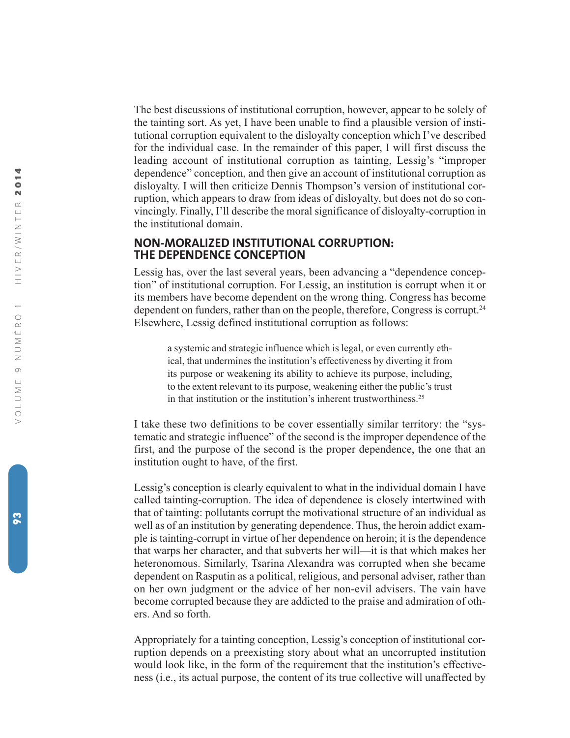The best discussions of institutional corruption, however, appear to be solely of the tainting sort. As yet, I have been unable to find a plausible version of institutional corruption equivalent to the disloyalty conception which I've described for the individual case. In the remainder of this paper, I will first discuss the leading account of institutional corruption as tainting, Lessig's "improper dependence" conception, and then give an account of institutional corruption as disloyalty. I will then criticize Dennis Thompson's version of institutional corruption, which appears to draw from ideas of disloyalty, but does not do so convincingly. Finally, I'll describe the moral significance of disloyalty-corruption in the institutional domain.

## NON-MORALIZED INSTITUTIONAL CORRUPTION: THE DEPENDENCE CONCEPTION

Lessig has, over the last several years, been advancing a "dependence conception" of institutional corruption. For Lessig, an institution is corrupt when it or its members have become dependent on the wrong thing. Congress has become dependent on funders, rather than on the people, therefore, Congress is corrupt.[24] Elsewhere, Lessig defined institutional corruption as follows:

> a systemic and strategic influence which is legal, or even currently ethical, that undermines the institution's effectiveness by diverting it from its purpose or weakening its ability to achieve its purpose, including, to the extent relevant to its purpose, weakening either the public's trust in that institution or the institution's inherent trustworthiness.[25]

I take these two definitions to be cover essentially similar territory: the "systematic and strategic influence" of the second is the improper dependence of the first, and the purpose of the second is the proper dependence, the one that an institution ought to have, of the first.

Lessig's conception is clearly equivalent to what in the individual domain I have called tainting-corruption. The idea of dependence is closely intertwined with that of tainting: pollutants corrupt the motivational structure of an individual as well as of an institution by generating dependence. Thus, the heroin addict example is tainting-corrupt in virtue of her dependence on heroin; it is the dependence that warps her character, and that subverts her will—it is that which makes her heteronomous. Similarly, Tsarina Alexandra was corrupted when she became dependent on Rasputin as a political, religious, and personal adviser, rather than on her own judgment or the advice of her non-evil advisers. The vain have become corrupted because they are addicted to the praise and admiration of others. And so forth.

Appropriately for a tainting conception, Lessig's conception of institutional corruption depends on a preexisting story about what an uncorrupted institution would look like, in the form of the requirement that the institution's effectiveness (i.e., its actual purpose, the content of its true collective will unaffected by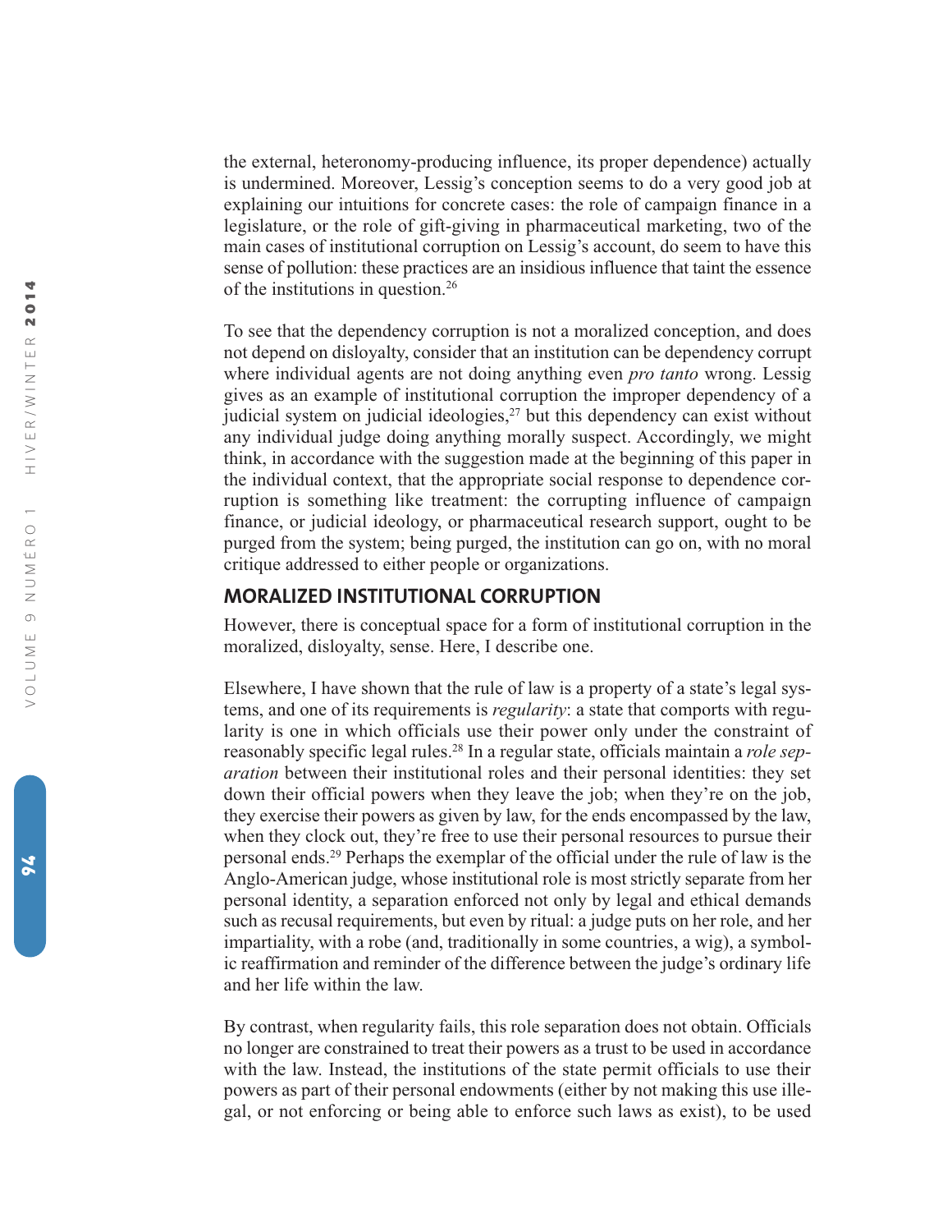the external, heteronomy-producing influence, its proper dependence) actually is undermined. Moreover, Lessig's conception seems to do a very good job at explaining our intuitions for concrete cases: the role of campaign finance in a legislature, or the role of gift-giving in pharmaceutical marketing, two of the main cases of institutional corruption on Lessig's account, do seem to have this sense of pollution: these practices are an insidious influence that taint the essence of the institutions in question.[26]

To see that the dependency corruption is not a moralized conception, and does not depend on disloyalty, consider that an institution can be dependency corrupt where individual agents are not doing anything even *pro tanto* wrong. Lessig gives as an example of institutional corruption the improper dependency of a judicial system on judicial ideologies,[27] but this dependency can exist without any individual judge doing anything morally suspect. Accordingly, we might think, in accordance with the suggestion made at the beginning of this paper in the individual context, that the appropriate social response to dependence corruption is something like treatment: the corrupting influence of campaign finance, or judicial ideology, or pharmaceutical research support, ought to be purged from the system; being purged, the institution can go on, with no moral critique addressed to either people or organizations.

## MORALIZED INSTITUTIONAL CORRUPTION

However, there is conceptual space for a form of institutional corruption in the moralized, disloyalty, sense. Here, I describe one.

Elsewhere, I have shown that the rule of law is a property of a state's legal systems, and one of its requirements is *regularity*: a state that comports with regularity is one in which officials use their power only under the constraint of reasonably specific legal rules.[28] In a regular state, officials maintain a *role separation* between their institutional roles and their personal identities: they set down their official powers when they leave the job; when they're on the job, they exercise their powers as given by law, for the ends encompassed by the law, when they clock out, they're free to use their personal resources to pursue their personal ends.[29] Perhaps the exemplar of the official under the rule of law is the Anglo-American judge, whose institutional role is most strictly separate from her personal identity, a separation enforced not only by legal and ethical demands such as recusal requirements, but even by ritual: a judge puts on her role, and her impartiality, with a robe (and, traditionally in some countries, a wig), a symbolic reaffirmation and reminder of the difference between the judge's ordinary life and her life within the law.

By contrast, when regularity fails, this role separation does not obtain. Officials no longer are constrained to treat their powers as a trust to be used in accordance with the law. Instead, the institutions of the state permit officials to use their powers as part of their personal endowments (either by not making this use illegal, or not enforcing or being able to enforce such laws as exist), to be used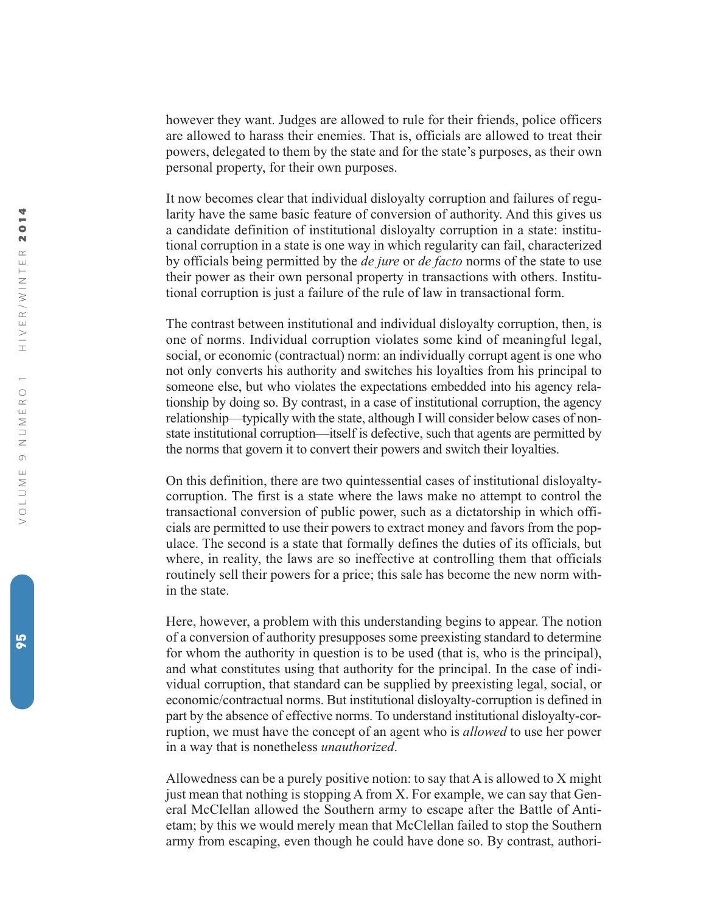however they want. Judges are allowed to rule for their friends, police officers are allowed to harass their enemies. That is, officials are allowed to treat their powers, delegated to them by the state and for the state's purposes, as their own personal property, for their own purposes.

It now becomes clear that individual disloyalty corruption and failures of regularity have the same basic feature of conversion of authority. And this gives us a candidate definition of institutional disloyalty corruption in a state: institutional corruption in a state is one way in which regularity can fail, characterized by officials being permitted by the *de jure* or *de facto* norms of the state to use their power as their own personal property in transactions with others. Institutional corruption is just a failure of the rule of law in transactional form.

The contrast between institutional and individual disloyalty corruption, then, is one of norms. Individual corruption violates some kind of meaningful legal, social, or economic (contractual) norm: an individually corrupt agent is one who not only converts his authority and switches his loyalties from his principal to someone else, but who violates the expectations embedded into his agency relationship by doing so. By contrast, in a case of institutional corruption, the agency relationship—typically with the state, although I will consider below cases of non-state institutional corruption—itself is defective, such that agents are permitted by the norms that govern it to convert their powers and switch their loyalties.

On this definition, there are two quintessential cases of institutional disloyalty-corruption. The first is a state where the laws make no attempt to control the transactional conversion of public power, such as a dictatorship in which officials are permitted to use their powers to extract money and favors from the populace. The second is a state that formally defines the duties of its officials, but where, in reality, the laws are so ineffective at controlling them that officials routinely sell their powers for a price; this sale has become the new norm within the state.

Here, however, a problem with this understanding begins to appear. The notion of a conversion of authority presupposes some preexisting standard to determine for whom the authority in question is to be used (that is, who is the principal), and what constitutes using that authority for the principal. In the case of individual corruption, that standard can be supplied by preexisting legal, social, or economic/contractual norms. But institutional disloyalty-corruption is defined in part by the absence of effective norms. To understand institutional disloyalty-corruption, we must have the concept of an agent who is *allowed* to use her power in a way that is nonetheless *unauthorized*.

Allowedness can be a purely positive notion: to say that A is allowed to X might just mean that nothing is stopping A from X. For example, we can say that General McClellan allowed the Southern army to escape after the Battle of Antietam; by this we would merely mean that McClellan failed to stop the Southern army from escaping, even though he could have done so. By contrast, authori-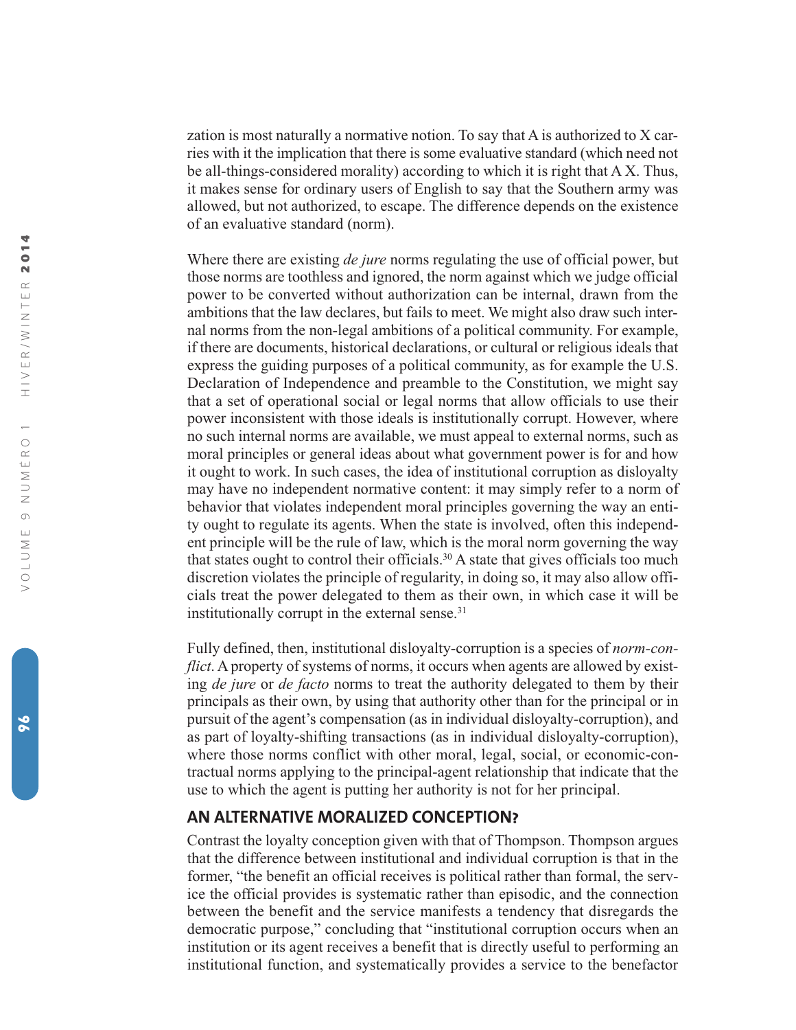zation is most naturally a normative notion. To say that A is authorized to X carries with it the implication that there is some evaluative standard (which need not be all-things-considered morality) according to which it is right that A X. Thus, it makes sense for ordinary users of English to say that the Southern army was allowed, but not authorized, to escape. The difference depends on the existence of an evaluative standard (norm).

Where there are existing *de jure* norms regulating the use of official power, but those norms are toothless and ignored, the norm against which we judge official power to be converted without authorization can be internal, drawn from the ambitions that the law declares, but fails to meet. We might also draw such internal norms from the non-legal ambitions of a political community. For example, if there are documents, historical declarations, or cultural or religious ideals that express the guiding purposes of a political community, as for example the U.S. Declaration of Independence and preamble to the Constitution, we might say that a set of operational social or legal norms that allow officials to use their power inconsistent with those ideals is institutionally corrupt. However, where no such internal norms are available, we must appeal to external norms, such as moral principles or general ideas about what government power is for and how it ought to work. In such cases, the idea of institutional corruption as disloyalty may have no independent normative content: it may simply refer to a norm of behavior that violates independent moral principles governing the way an entity ought to regulate its agents. When the state is involved, often this independent principle will be the rule of law, which is the moral norm governing the way that states ought to control their officials.[30] A state that gives officials too much discretion violates the principle of regularity, in doing so, it may also allow officials treat the power delegated to them as their own, in which case it will be institutionally corrupt in the external sense.[31]

Fully defined, then, institutional disloyalty-corruption is a species of *norm-conflict*. A property of systems of norms, it occurs when agents are allowed by existing *de jure* or *de facto* norms to treat the authority delegated to them by their principals as their own, by using that authority other than for the principal or in pursuit of the agent's compensation (as in individual disloyalty-corruption), and as part of loyalty-shifting transactions (as in individual disloyalty-corruption), where those norms conflict with other moral, legal, social, or economic-contractual norms applying to the principal-agent relationship that indicate that the use to which the agent is putting her authority is not for her principal.

## AN ALTERNATIVE MORALIZED CONCEPTION?

Contrast the loyalty conception given with that of Thompson. Thompson argues that the difference between institutional and individual corruption is that in the former, "the benefit an official receives is political rather than formal, the service the official provides is systematic rather than episodic, and the connection between the benefit and the service manifests a tendency that disregards the democratic purpose," concluding that "institutional corruption occurs when an institution or its agent receives a benefit that is directly useful to performing an institutional function, and systematically provides a service to the benefactor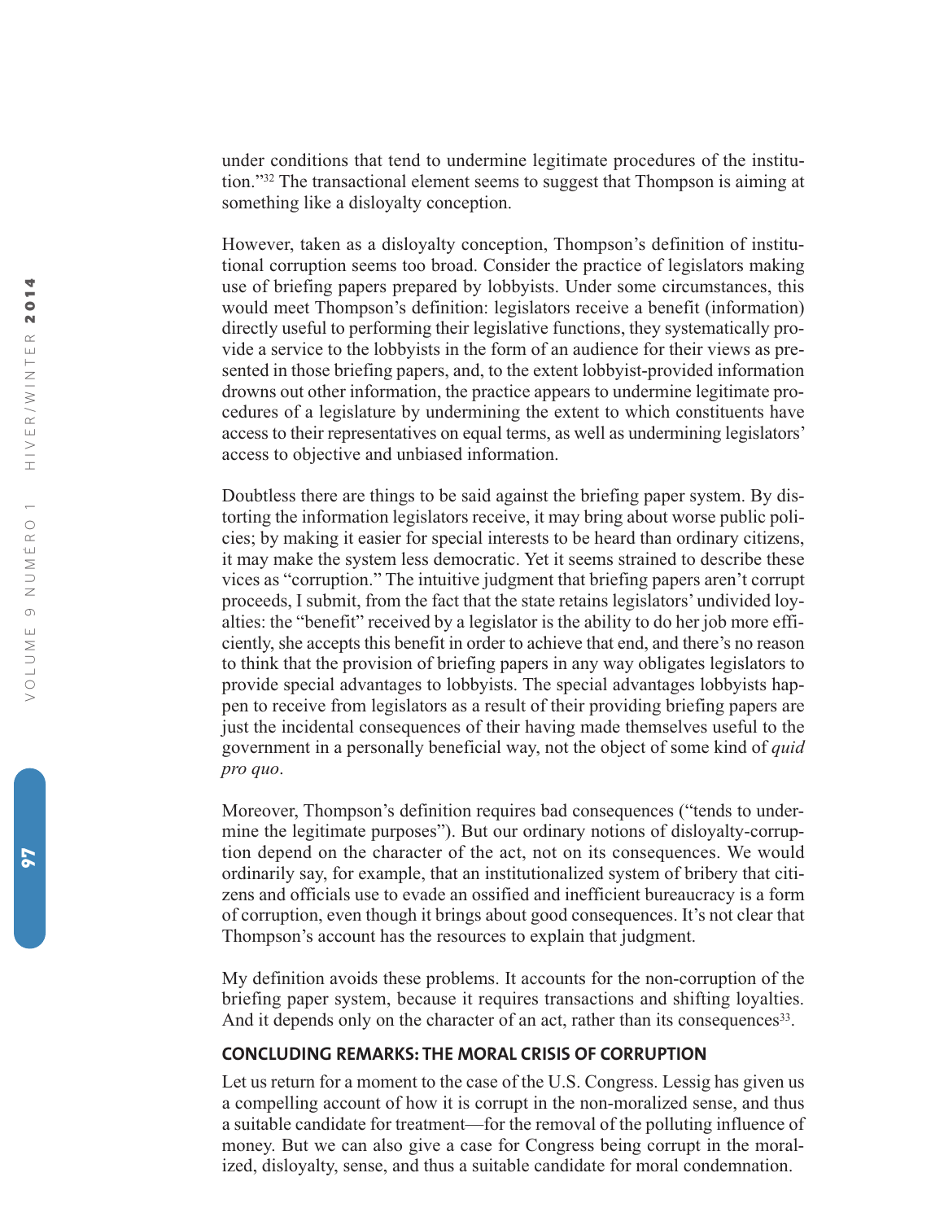under conditions that tend to undermine legitimate procedures of the institution."[32] The transactional element seems to suggest that Thompson is aiming at something like a disloyalty conception.

However, taken as a disloyalty conception, Thompson's definition of institutional corruption seems too broad. Consider the practice of legislators making use of briefing papers prepared by lobbyists. Under some circumstances, this would meet Thompson's definition: legislators receive a benefit (information) directly useful to performing their legislative functions, they systematically provide a service to the lobbyists in the form of an audience for their views as presented in those briefing papers, and, to the extent lobbyist-provided information drowns out other information, the practice appears to undermine legitimate procedures of a legislature by undermining the extent to which constituents have access to their representatives on equal terms, as well as undermining legislators' access to objective and unbiased information.

Doubtless there are things to be said against the briefing paper system. By distorting the information legislators receive, it may bring about worse public policies; by making it easier for special interests to be heard than ordinary citizens, it may make the system less democratic. Yet it seems strained to describe these vices as "corruption." The intuitive judgment that briefing papers aren't corrupt proceeds, I submit, from the fact that the state retains legislators' undivided loyalties: the "benefit" received by a legislator is the ability to do her job more efficiently, she accepts this benefit in order to achieve that end, and there's no reason to think that the provision of briefing papers in any way obligates legislators to provide special advantages to lobbyists. The special advantages lobbyists happen to receive from legislators as a result of their providing briefing papers are just the incidental consequences of their having made themselves useful to the government in a personally beneficial way, not the object of some kind of *quid pro quo*.

Moreover, Thompson's definition requires bad consequences ("tends to undermine the legitimate purposes"). But our ordinary notions of disloyalty-corruption depend on the character of the act, not on its consequences. We would ordinarily say, for example, that an institutionalized system of bribery that citizens and officials use to evade an ossified and inefficient bureaucracy is a form of corruption, even though it brings about good consequences. It's not clear that Thompson's account has the resources to explain that judgment.

My definition avoids these problems. It accounts for the non-corruption of the briefing paper system, because it requires transactions and shifting loyalties. And it depends only on the character of an act, rather than its consequences[33].

## CONCLUDING REMARKS: THE MORAL CRISIS OF CORRUPTION

Let us return for a moment to the case of the U.S. Congress. Lessig has given us a compelling account of how it is corrupt in the non-moralized sense, and thus a suitable candidate for treatment—for the removal of the polluting influence of money. But we can also give a case for Congress being corrupt in the moralized, disloyalty, sense, and thus a suitable candidate for moral condemnation.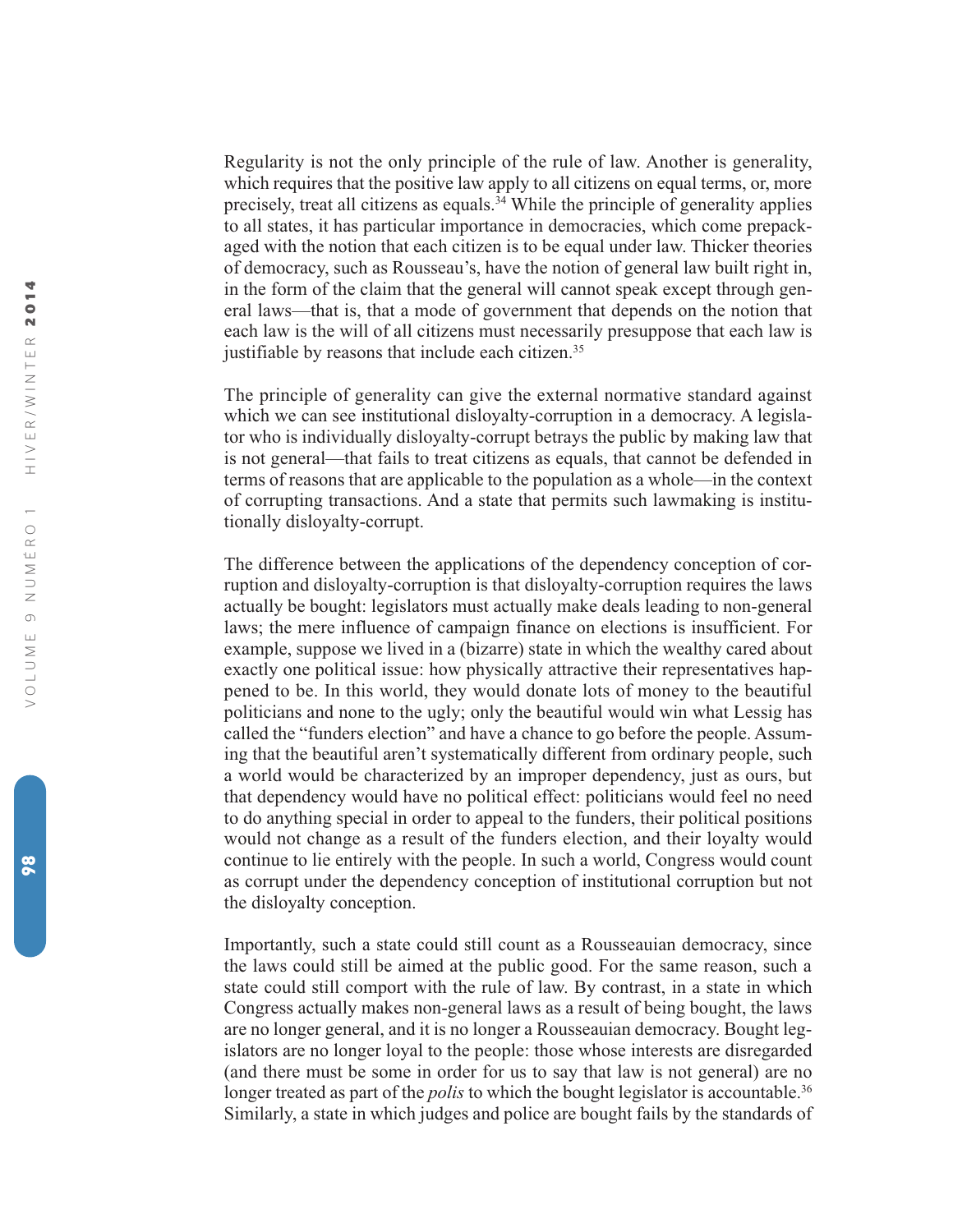Regularity is not the only principle of the rule of law. Another is generality, which requires that the positive law apply to all citizens on equal terms, or, more precisely, treat all citizens as equals.[34] While the principle of generality applies to all states, it has particular importance in democracies, which come prepackaged with the notion that each citizen is to be equal under law. Thicker theories of democracy, such as Rousseau's, have the notion of general law built right in, in the form of the claim that the general will cannot speak except through general laws—that is, that a mode of government that depends on the notion that each law is the will of all citizens must necessarily presuppose that each law is justifiable by reasons that include each citizen.[35]

The principle of generality can give the external normative standard against which we can see institutional disloyalty-corruption in a democracy. A legislator who is individually disloyalty-corrupt betrays the public by making law that is not general—that fails to treat citizens as equals, that cannot be defended in terms of reasons that are applicable to the population as a whole—in the context of corrupting transactions. And a state that permits such lawmaking is institutionally disloyalty-corrupt.

The difference between the applications of the dependency conception of corruption and disloyalty-corruption is that disloyalty-corruption requires the laws actually be bought: legislators must actually make deals leading to non-general laws; the mere influence of campaign finance on elections is insufficient. For example, suppose we lived in a (bizarre) state in which the wealthy cared about exactly one political issue: how physically attractive their representatives happened to be. In this world, they would donate lots of money to the beautiful politicians and none to the ugly; only the beautiful would win what Lessig has called the "funders election" and have a chance to go before the people. Assuming that the beautiful aren't systematically different from ordinary people, such a world would be characterized by an improper dependency, just as ours, but that dependency would have no political effect: politicians would feel no need to do anything special in order to appeal to the funders, their political positions would not change as a result of the funders election, and their loyalty would continue to lie entirely with the people. In such a world, Congress would count as corrupt under the dependency conception of institutional corruption but not the disloyalty conception.

Importantly, such a state could still count as a Rousseauian democracy, since the laws could still be aimed at the public good. For the same reason, such a state could still comport with the rule of law. By contrast, in a state in which Congress actually makes non-general laws as a result of being bought, the laws are no longer general, and it is no longer a Rousseauian democracy. Bought legislators are no longer loyal to the people: those whose interests are disregarded (and there must be some in order for us to say that law is not general) are no longer treated as part of the *polis* to which the bought legislator is accountable.[36] Similarly, a state in which judges and police are bought fails by the standards of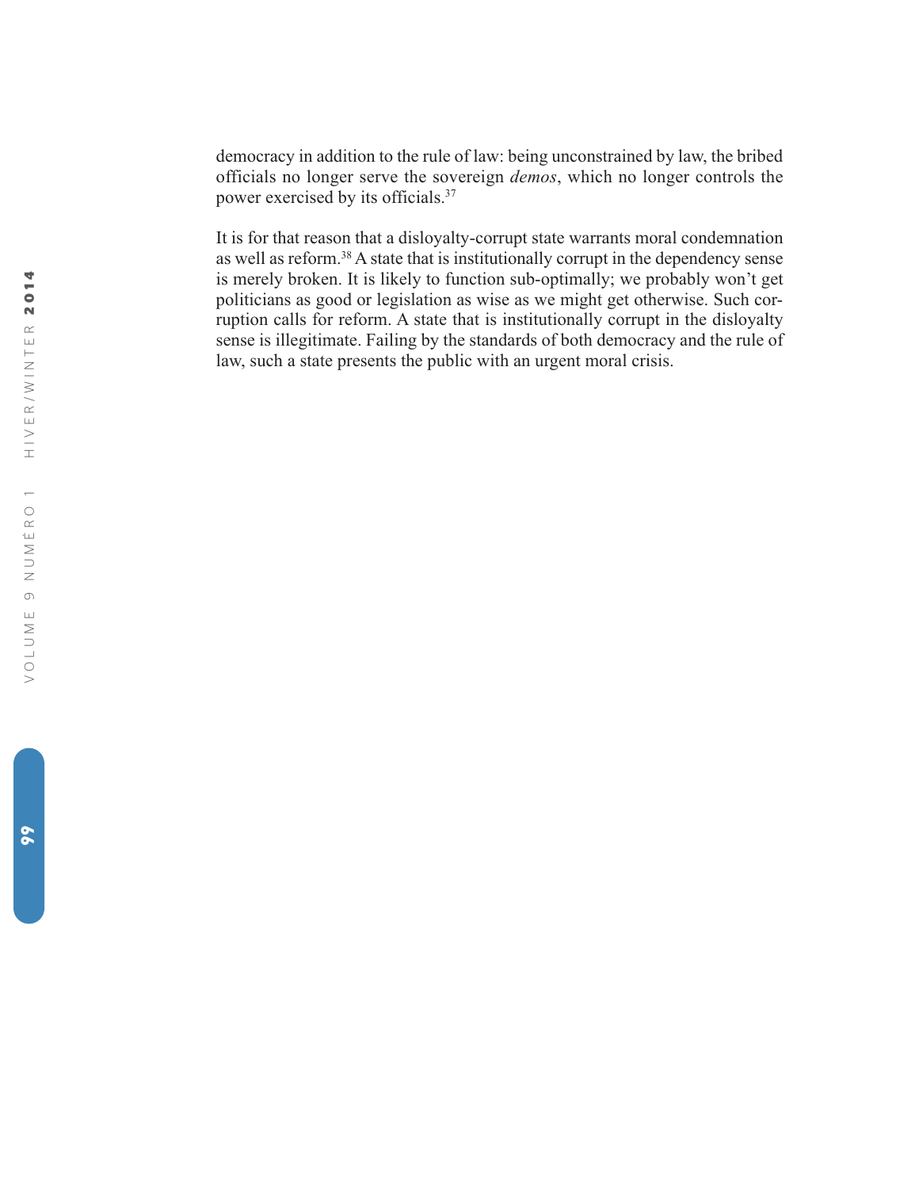democracy in addition to the rule of law: being unconstrained by law, the bribed officials no longer serve the sovereign *demos*, which no longer controls the power exercised by its officials.[37]

It is for that reason that a disloyalty-corrupt state warrants moral condemnation as well as reform.[38] A state that is institutionally corrupt in the dependency sense is merely broken. It is likely to function sub-optimally; we probably won't get politicians as good or legislation as wise as we might get otherwise. Such corruption calls for reform. A state that is institutionally corrupt in the disloyalty sense is illegitimate. Failing by the standards of both democracy and the rule of law, such a state presents the public with an urgent moral crisis.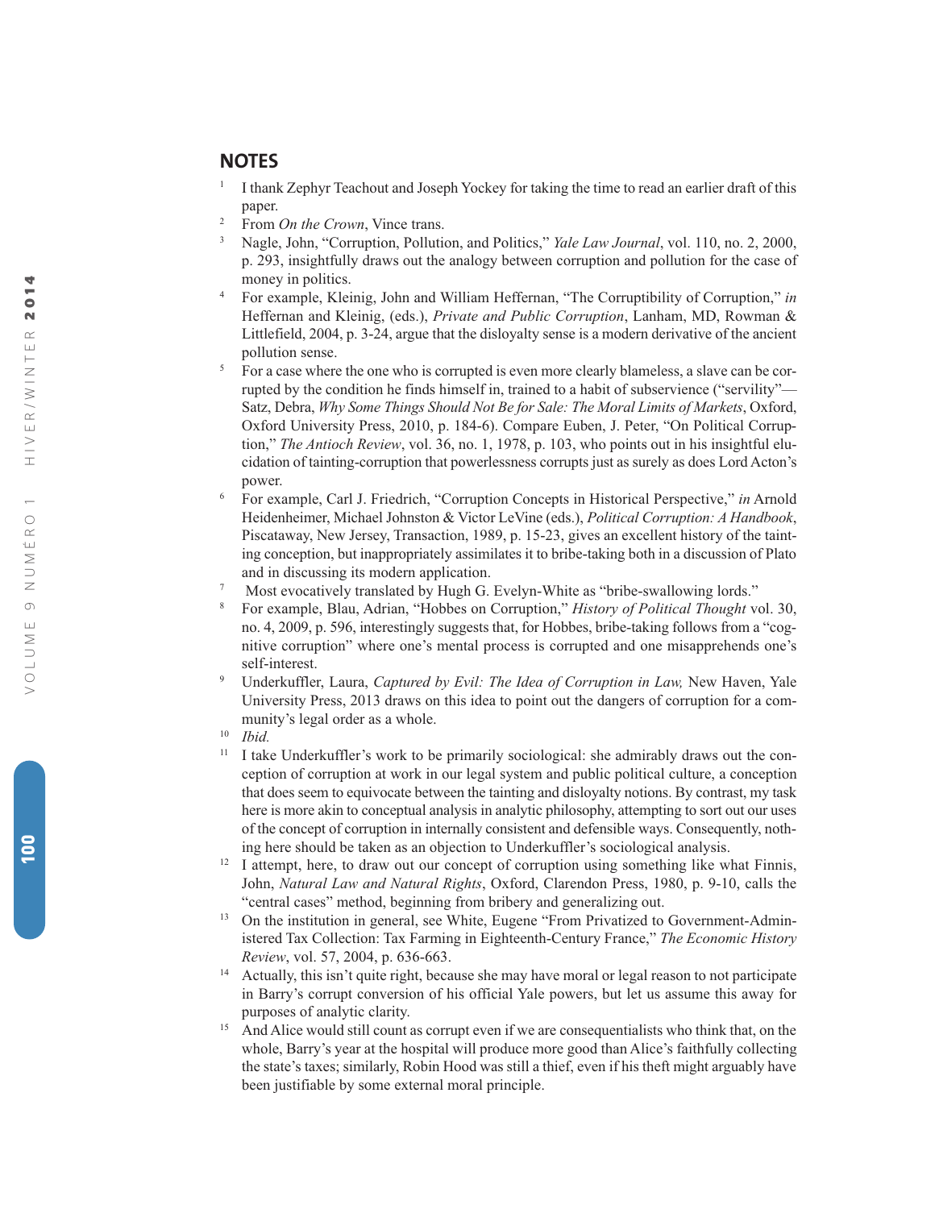## NOTES

1 I thank Zephyr Teachout and Joseph Yockey for taking the time to read an earlier draft of this paper.

2 From *On the Crown*, Vince trans.

3 Nagle, John, "Corruption, Pollution, and Politics," *Yale Law Journal*, vol. 110, no. 2, 2000, p. 293, insightfully draws out the analogy between corruption and pollution for the case of money in politics.

4 For example, Kleinig, John and William Heffernan, "The Corruptibility of Corruption," *in* Heffernan and Kleinig, (eds.), *Private and Public Corruption*, Lanham, MD, Rowman & Littlefield, 2004, p. 3-24, argue that the disloyalty sense is a modern derivative of the ancient pollution sense.

5 For a case where the one who is corrupted is even more clearly blameless, a slave can be corrupted by the condition he finds himself in, trained to a habit of subservience ("servility"—Satz, Debra, *Why Some Things Should Not Be for Sale: The Moral Limits of Markets*, Oxford, Oxford University Press, 2010, p. 184-6). Compare Euben, J. Peter, "On Political Corruption," *The Antioch Review*, vol. 36, no. 1, 1978, p. 103, who points out in his insightful elucidation of tainting-corruption that powerlessness corrupts just as surely as does Lord Acton's power.

6 For example, Carl J. Friedrich, "Corruption Concepts in Historical Perspective," *in* Arnold Heidenheimer, Michael Johnston & Victor LeVine (eds.), *Political Corruption: A Handbook*, Piscataway, New Jersey, Transaction, 1989, p. 15-23, gives an excellent history of the tainting conception, but inappropriately assimilates it to bribe-taking both in a discussion of Plato and in discussing its modern application.

7 Most evocatively translated by Hugh G. Evelyn-White as "bribe-swallowing lords."

8 For example, Blau, Adrian, "Hobbes on Corruption," *History of Political Thought* vol. 30, no. 4, 2009, p. 596, interestingly suggests that, for Hobbes, bribe-taking follows from a "cognitive corruption" where one's mental process is corrupted and one misapprehends one's self-interest.

9 Underkuffler, Laura, *Captured by Evil: The Idea of Corruption in Law,* New Haven, Yale University Press, 2013 draws on this idea to point out the dangers of corruption for a community's legal order as a whole.

10 *Ibid.*

11 I take Underkuffler's work to be primarily sociological: she admirably draws out the conception of corruption at work in our legal system and public political culture, a conception that does seem to equivocate between the tainting and disloyalty notions. By contrast, my task here is more akin to conceptual analysis in analytic philosophy, attempting to sort out our uses of the concept of corruption in internally consistent and defensible ways. Consequently, nothing here should be taken as an objection to Underkuffler's sociological analysis.

12 I attempt, here, to draw out our concept of corruption using something like what Finnis, John, *Natural Law and Natural Rights*, Oxford, Clarendon Press, 1980, p. 9-10, calls the "central cases" method, beginning from bribery and generalizing out.

13 On the institution in general, see White, Eugene "From Privatized to Government-Administered Tax Collection: Tax Farming in Eighteenth-Century France," *The Economic History Review*, vol. 57, 2004, p. 636-663.

14 Actually, this isn't quite right, because she may have moral or legal reason to not participate in Barry's corrupt conversion of his official Yale powers, but let us assume this away for purposes of analytic clarity.

15 And Alice would still count as corrupt even if we are consequentialists who think that, on the whole, Barry's year at the hospital will produce more good than Alice's faithfully collecting the state's taxes; similarly, Robin Hood was still a thief, even if his theft might arguably have been justifiable by some external moral principle.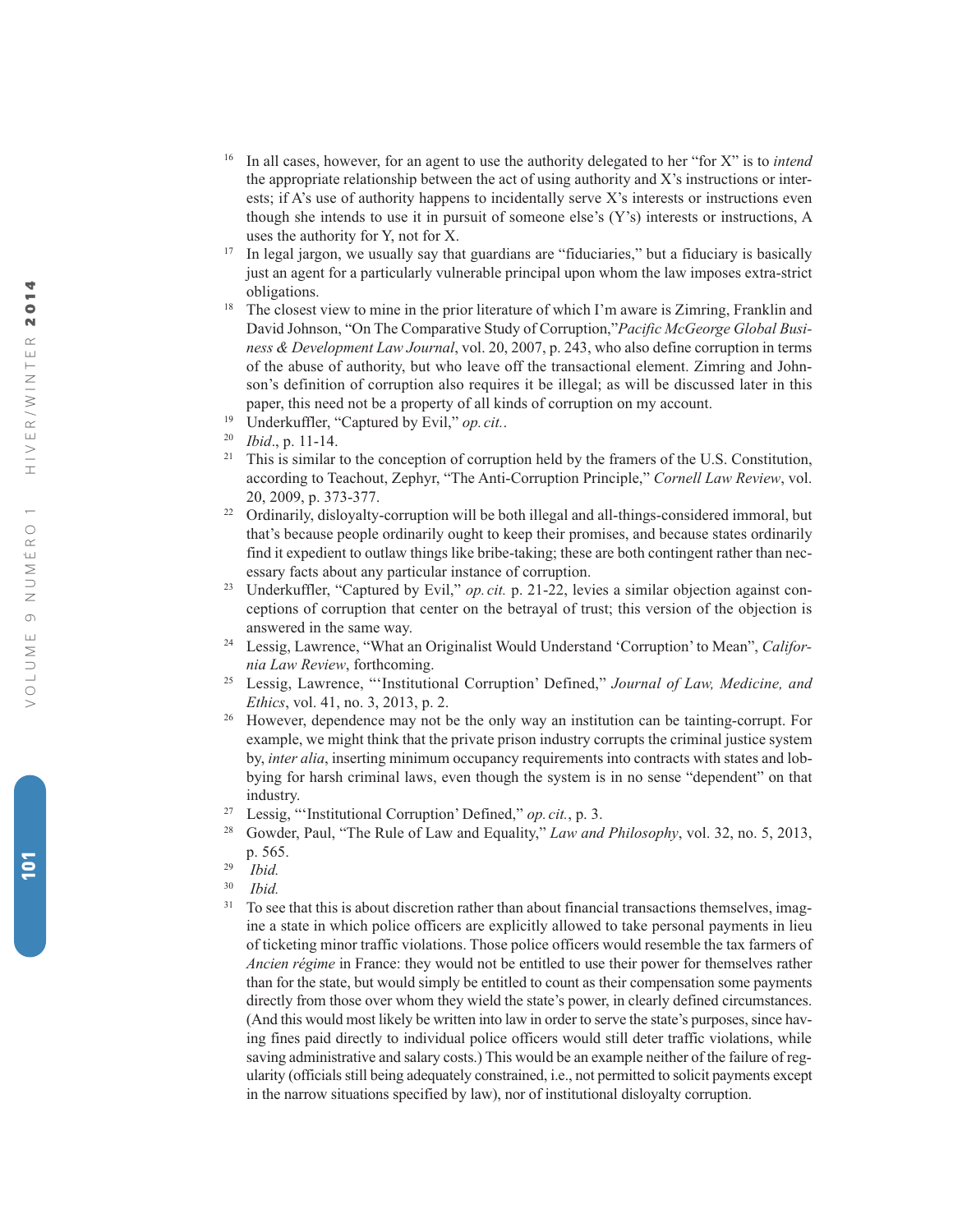[16] In all cases, however, for an agent to use the authority delegated to her "for X" is to *intend* the appropriate relationship between the act of using authority and X's instructions or interests; if A's use of authority happens to incidentally serve X's interests or instructions even though she intends to use it in pursuit of someone else's (Y's) interests or instructions, A uses the authority for Y, not for X.

[17] In legal jargon, we usually say that guardians are "fiduciaries," but a fiduciary is basically just an agent for a particularly vulnerable principal upon whom the law imposes extra-strict obligations.

[18] The closest view to mine in the prior literature of which I'm aware is Zimring, Franklin and David Johnson, "On The Comparative Study of Corruption,"*Pacific McGeorge Global Business & Development Law Journal*, vol. 20, 2007, p. 243, who also define corruption in terms of the abuse of authority, but who leave off the transactional element. Zimring and Johnson's definition of corruption also requires it be illegal; as will be discussed later in this paper, this need not be a property of all kinds of corruption on my account.

[19] Underkuffler, "Captured by Evil," *op. cit.*.

[20] *Ibid*., p. 11-14.

[21] This is similar to the conception of corruption held by the framers of the U.S. Constitution, according to Teachout, Zephyr, "The Anti-Corruption Principle," *Cornell Law Review*, vol. 20, 2009, p. 373-377.

[22] Ordinarily, disloyalty-corruption will be both illegal and all-things-considered immoral, but that's because people ordinarily ought to keep their promises, and because states ordinarily find it expedient to outlaw things like bribe-taking; these are both contingent rather than necessary facts about any particular instance of corruption.

[23] Underkuffler, "Captured by Evil," *op. cit.* p. 21-22, levies a similar objection against conceptions of corruption that center on the betrayal of trust; this version of the objection is answered in the same way.

[24] Lessig, Lawrence, "What an Originalist Would Understand 'Corruption' to Mean", *California Law Review*, forthcoming.

[25] Lessig, Lawrence, "'Institutional Corruption' Defined," *Journal of Law, Medicine, and Ethics*, vol. 41, no. 3, 2013, p. 2.

[26] However, dependence may not be the only way an institution can be tainting-corrupt. For example, we might think that the private prison industry corrupts the criminal justice system by, *inter alia*, inserting minimum occupancy requirements into contracts with states and lobbying for harsh criminal laws, even though the system is in no sense "dependent" on that industry.

[27] Lessig, "'Institutional Corruption' Defined," *op. cit.*, p. 3.

[28] Gowder, Paul, "The Rule of Law and Equality," *Law and Philosophy*, vol. 32, no. 5, 2013, p. 565.

[29] *Ibid.*

[30] *Ibid.*

[31] To see that this is about discretion rather than about financial transactions themselves, imagine a state in which police officers are explicitly allowed to take personal payments in lieu of ticketing minor traffic violations. Those police officers would resemble the tax farmers of *Ancien régime* in France: they would not be entitled to use their power for themselves rather than for the state, but would simply be entitled to count as their compensation some payments directly from those over whom they wield the state's power, in clearly defined circumstances. (And this would most likely be written into law in order to serve the state's purposes, since having fines paid directly to individual police officers would still deter traffic violations, while saving administrative and salary costs.) This would be an example neither of the failure of regularity (officials still being adequately constrained, i.e., not permitted to solicit payments except in the narrow situations specified by law), nor of institutional disloyalty corruption.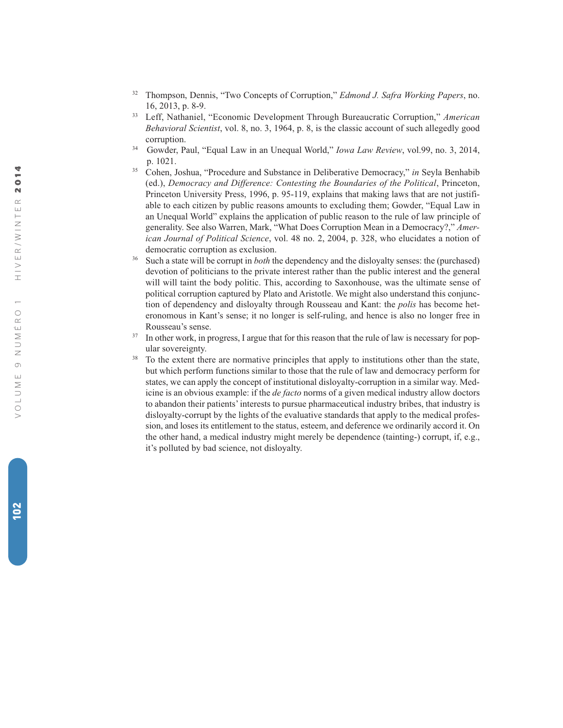[32] Thompson, Dennis, "Two Concepts of Corruption," *Edmond J. Safra Working Papers*, no. 16, 2013, p. 8-9.

[33] Leff, Nathaniel, "Economic Development Through Bureaucratic Corruption," *American Behavioral Scientist*, vol. 8, no. 3, 1964, p. 8, is the classic account of such allegedly good corruption.

[34] Gowder, Paul, "Equal Law in an Unequal World," *Iowa Law Review*, vol.99, no. 3, 2014, p. 1021.

[35] Cohen, Joshua, "Procedure and Substance in Deliberative Democracy," *in* Seyla Benhabib (ed.), *Democracy and Difference: Contesting the Boundaries of the Political*, Princeton, Princeton University Press, 1996, p. 95-119, explains that making laws that are not justifiable to each citizen by public reasons amounts to excluding them; Gowder, "Equal Law in an Unequal World" explains the application of public reason to the rule of law principle of generality. See also Warren, Mark, "What Does Corruption Mean in a Democracy?," *American Journal of Political Science*, vol. 48 no. 2, 2004, p. 328, who elucidates a notion of democratic corruption as exclusion.

[36] Such a state will be corrupt in *both* the dependency and the disloyalty senses: the (purchased) devotion of politicians to the private interest rather than the public interest and the general will will taint the body politic. This, according to Saxonhouse, was the ultimate sense of political corruption captured by Plato and Aristotle. We might also understand this conjunction of dependency and disloyalty through Rousseau and Kant: the *polis* has become heteronomous in Kant's sense; it no longer is self-ruling, and hence is also no longer free in Rousseau's sense.

[37] In other work, in progress, I argue that for this reason that the rule of law is necessary for popular sovereignty.

[38] To the extent there are normative principles that apply to institutions other than the state, but which perform functions similar to those that the rule of law and democracy perform for states, we can apply the concept of institutional disloyalty-corruption in a similar way. Medicine is an obvious example: if the *de facto* norms of a given medical industry allow doctors to abandon their patients' interests to pursue pharmaceutical industry bribes, that industry is disloyalty-corrupt by the lights of the evaluative standards that apply to the medical profession, and loses its entitlement to the status, esteem, and deference we ordinarily accord it. On the other hand, a medical industry might merely be dependence (tainting-) corrupt, if, e.g., it's polluted by bad science, not disloyalty.